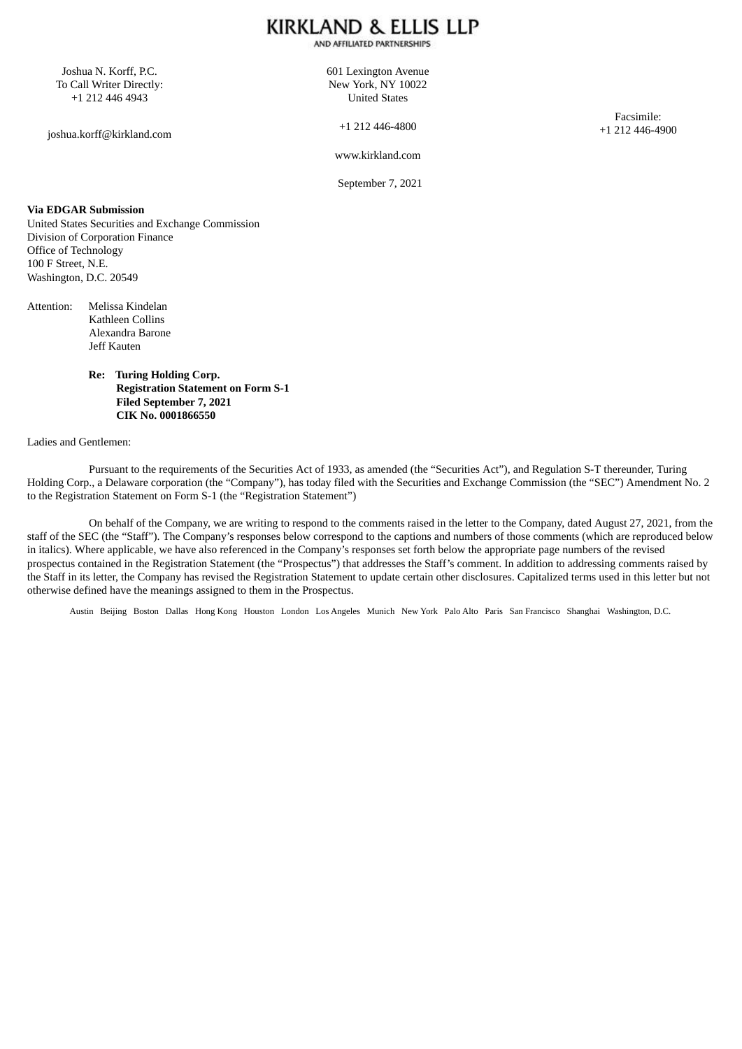# KIRKLAND & ELLIS LLP

AND AFFILIATED PARTNERSHIPS

Joshua N. Korff, P.C.
To Call Writer Directly:
+1 212 446 4943

joshua.korff@kirkland.com

601 Lexington Avenue
New York, NY 10022
United States

+1 212 446-4800

www.kirkland.com

Facsimile:
+1 212 446-4900

September 7, 2021

**Via EDGAR Submission**
United States Securities and Exchange Commission
Division of Corporation Finance
Office of Technology
100 F Street, N.E.
Washington, D.C. 20549

Attention: Melissa Kindelan
Kathleen Collins
Alexandra Barone
Jeff Kauten

**Re: Turing Holding Corp.**
**Registration Statement on Form S-1**
**Filed September 7, 2021**
**CIK No. 0001866550**

Ladies and Gentlemen:

Pursuant to the requirements of the Securities Act of 1933, as amended (the "Securities Act"), and Regulation S-T thereunder, Turing Holding Corp., a Delaware corporation (the "Company"), has today filed with the Securities and Exchange Commission (the "SEC") Amendment No. 2 to the Registration Statement on Form S-1 (the "Registration Statement")

On behalf of the Company, we are writing to respond to the comments raised in the letter to the Company, dated August 27, 2021, from the staff of the SEC (the "Staff"). The Company's responses below correspond to the captions and numbers of those comments (which are reproduced below in italics). Where applicable, we have also referenced in the Company's responses set forth below the appropriate page numbers of the revised prospectus contained in the Registration Statement (the "Prospectus") that addresses the Staff's comment. In addition to addressing comments raised by the Staff in its letter, the Company has revised the Registration Statement to update certain other disclosures. Capitalized terms used in this letter but not otherwise defined have the meanings assigned to them in the Prospectus.

Austin Beijing Boston Dallas Hong Kong Houston London Los Angeles Munich New York Palo Alto Paris San Francisco Shanghai Washington, D.C.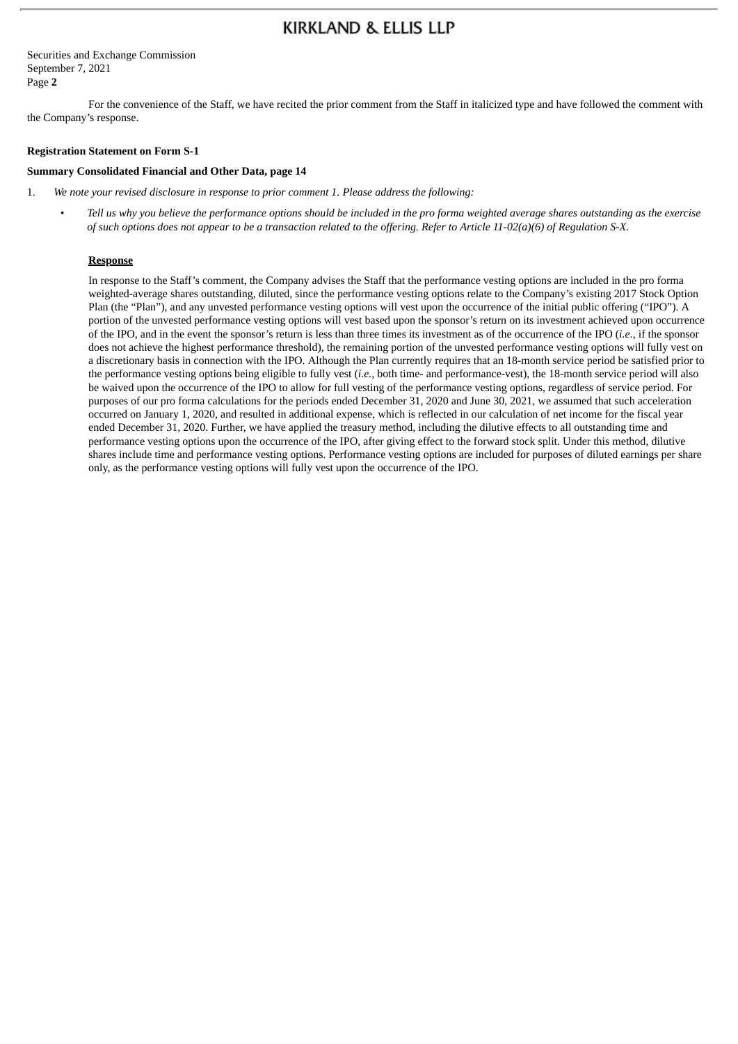For the convenience of the Staff, we have recited the prior comment from the Staff in italicized type and have followed the comment with the Company's response.

**Registration Statement on Form S-1**

**Summary Consolidated Financial and Other Data, page 14**

1. *We note your revised disclosure in response to prior comment 1. Please address the following:*

   - *Tell us why you believe the performance options should be included in the pro forma weighted average shares outstanding as the exercise of such options does not appear to be a transaction related to the offering. Refer to Article 11-02(a)(6) of Regulation S-X.*

   **Response**

   In response to the Staff's comment, the Company advises the Staff that the performance vesting options are included in the pro forma weighted-average shares outstanding, diluted, since the performance vesting options relate to the Company's existing 2017 Stock Option Plan (the "Plan"), and any unvested performance vesting options will vest upon the occurrence of the initial public offering ("IPO"). A portion of the unvested performance vesting options will vest based upon the sponsor's return on its investment achieved upon occurrence of the IPO, and in the event the sponsor's return is less than three times its investment as of the occurrence of the IPO (*i.e.*, if the sponsor does not achieve the highest performance threshold), the remaining portion of the unvested performance vesting options will fully vest on a discretionary basis in connection with the IPO. Although the Plan currently requires that an 18-month service period be satisfied prior to the performance vesting options being eligible to fully vest (*i.e.*, both time- and performance-vest), the 18-month service period will also be waived upon the occurrence of the IPO to allow for full vesting of the performance vesting options, regardless of service period. For purposes of our pro forma calculations for the periods ended December 31, 2020 and June 30, 2021, we assumed that such acceleration occurred on January 1, 2020, and resulted in additional expense, which is reflected in our calculation of net income for the fiscal year ended December 31, 2020. Further, we have applied the treasury method, including the dilutive effects to all outstanding time and performance vesting options upon the occurrence of the IPO, after giving effect to the forward stock split. Under this method, dilutive shares include time and performance vesting options. Performance vesting options are included for purposes of diluted earnings per share only, as the performance vesting options will fully vest upon the occurrence of the IPO.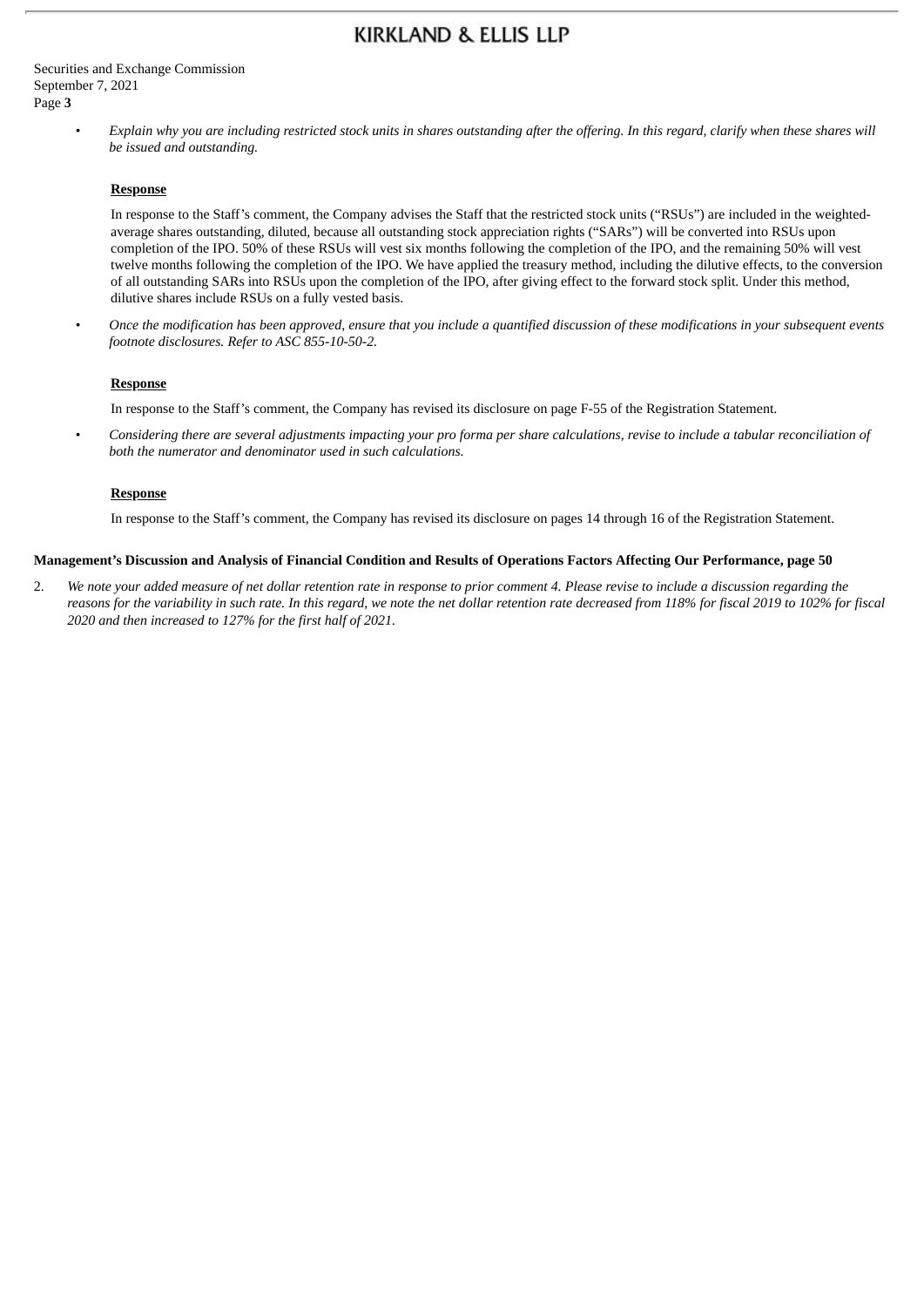- *Explain why you are including restricted stock units in shares outstanding after the offering. In this regard, clarify when these shares will be issued and outstanding.*

  **Response**

  In response to the Staff's comment, the Company advises the Staff that the restricted stock units ("RSUs") are included in the weighted-average shares outstanding, diluted, because all outstanding stock appreciation rights ("SARs") will be converted into RSUs upon completion of the IPO. 50% of these RSUs will vest six months following the completion of the IPO, and the remaining 50% will vest twelve months following the completion of the IPO. We have applied the treasury method, including the dilutive effects, to the conversion of all outstanding SARs into RSUs upon the completion of the IPO, after giving effect to the forward stock split. Under this method, dilutive shares include RSUs on a fully vested basis.

- *Once the modification has been approved, ensure that you include a quantified discussion of these modifications in your subsequent events footnote disclosures. Refer to ASC 855-10-50-2.*

  **Response**

  In response to the Staff's comment, the Company has revised its disclosure on page F-55 of the Registration Statement.

- *Considering there are several adjustments impacting your pro forma per share calculations, revise to include a tabular reconciliation of both the numerator and denominator used in such calculations.*

  **Response**

  In response to the Staff's comment, the Company has revised its disclosure on pages 14 through 16 of the Registration Statement.

**Management's Discussion and Analysis of Financial Condition and Results of Operations Factors Affecting Our Performance, page 50**

2. *We note your added measure of net dollar retention rate in response to prior comment 4. Please revise to include a discussion regarding the reasons for the variability in such rate. In this regard, we note the net dollar retention rate decreased from 118% for fiscal 2019 to 102% for fiscal 2020 and then increased to 127% for the first half of 2021.*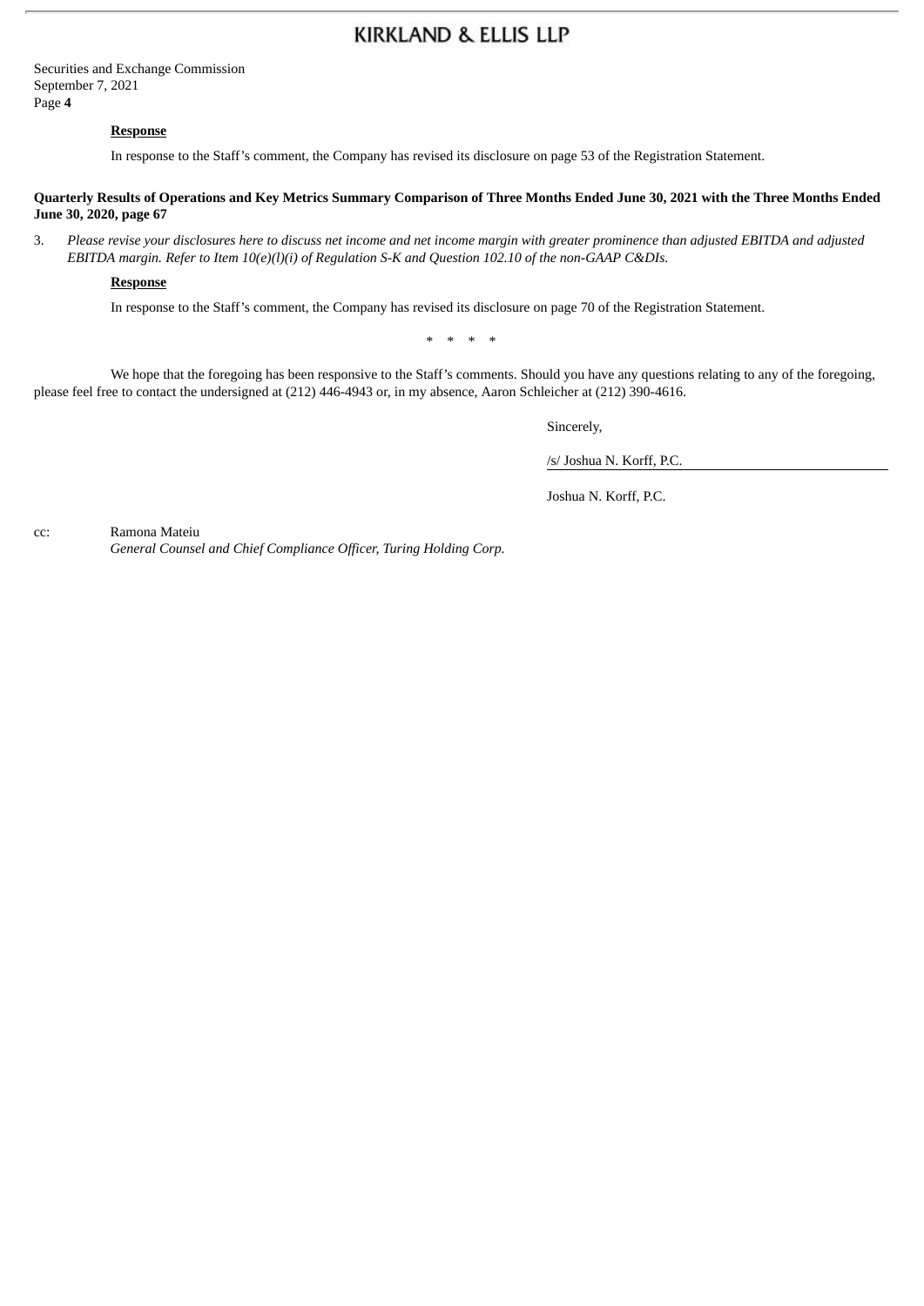**Response**

In response to the Staff's comment, the Company has revised its disclosure on page 53 of the Registration Statement.

**Quarterly Results of Operations and Key Metrics Summary Comparison of Three Months Ended June 30, 2021 with the Three Months Ended June 30, 2020, page 67**

3. *Please revise your disclosures here to discuss net income and net income margin with greater prominence than adjusted EBITDA and adjusted EBITDA margin. Refer to Item 10(e)(l)(i) of Regulation S-K and Question 102.10 of the non-GAAP C&DIs.*

**Response**

In response to the Staff's comment, the Company has revised its disclosure on page 70 of the Registration Statement.

\* \* \* \*

We hope that the foregoing has been responsive to the Staff's comments. Should you have any questions relating to any of the foregoing, please feel free to contact the undersigned at (212) 446-4943 or, in my absence, Aaron Schleicher at (212) 390-4616.

Sincerely,

/s/ Joshua N. Korff, P.C.

Joshua N. Korff, P.C.

cc: Ramona Mateiu
*General Counsel and Chief Compliance Officer, Turing Holding Corp.*